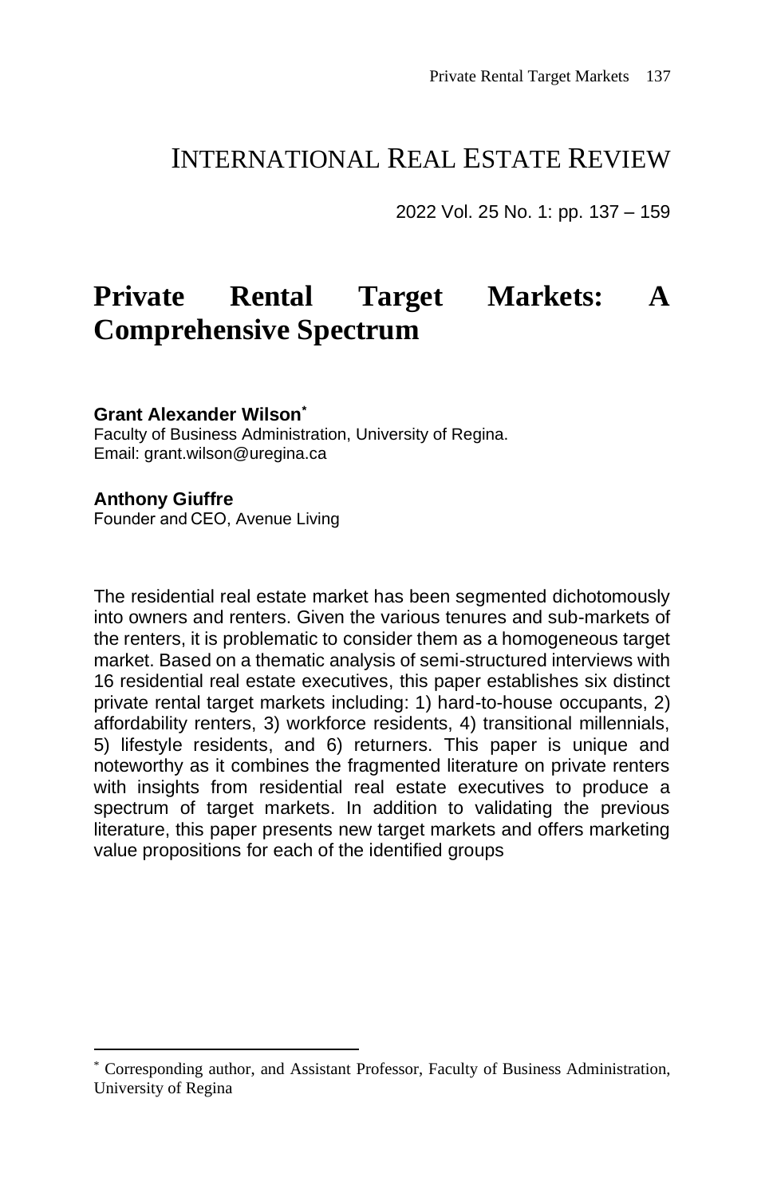# INTERNATIONAL REAL ESTATE REVIEW

2022 Vol. 25 No. 1: pp. 137 – 159

# Private Rental Target Markets: A Comprehensive Spectrum

**Grant Alexander Wilson***
Faculty of Business Administration, University of Regina.
Email: grant.wilson@uregina.ca

**Anthony Giuffre**
Founder and CEO, Avenue Living

The residential real estate market has been segmented dichotomously into owners and renters. Given the various tenures and sub-markets of the renters, it is problematic to consider them as a homogeneous target market. Based on a thematic analysis of semi-structured interviews with 16 residential real estate executives, this paper establishes six distinct private rental target markets including: 1) hard-to-house occupants, 2) affordability renters, 3) workforce residents, 4) transitional millennials, 5) lifestyle residents, and 6) returners. This paper is unique and noteworthy as it combines the fragmented literature on private renters with insights from residential real estate executives to produce a spectrum of target markets. In addition to validating the previous literature, this paper presents new target markets and offers marketing value propositions for each of the identified groups

---

* Corresponding author, and Assistant Professor, Faculty of Business Administration, University of Regina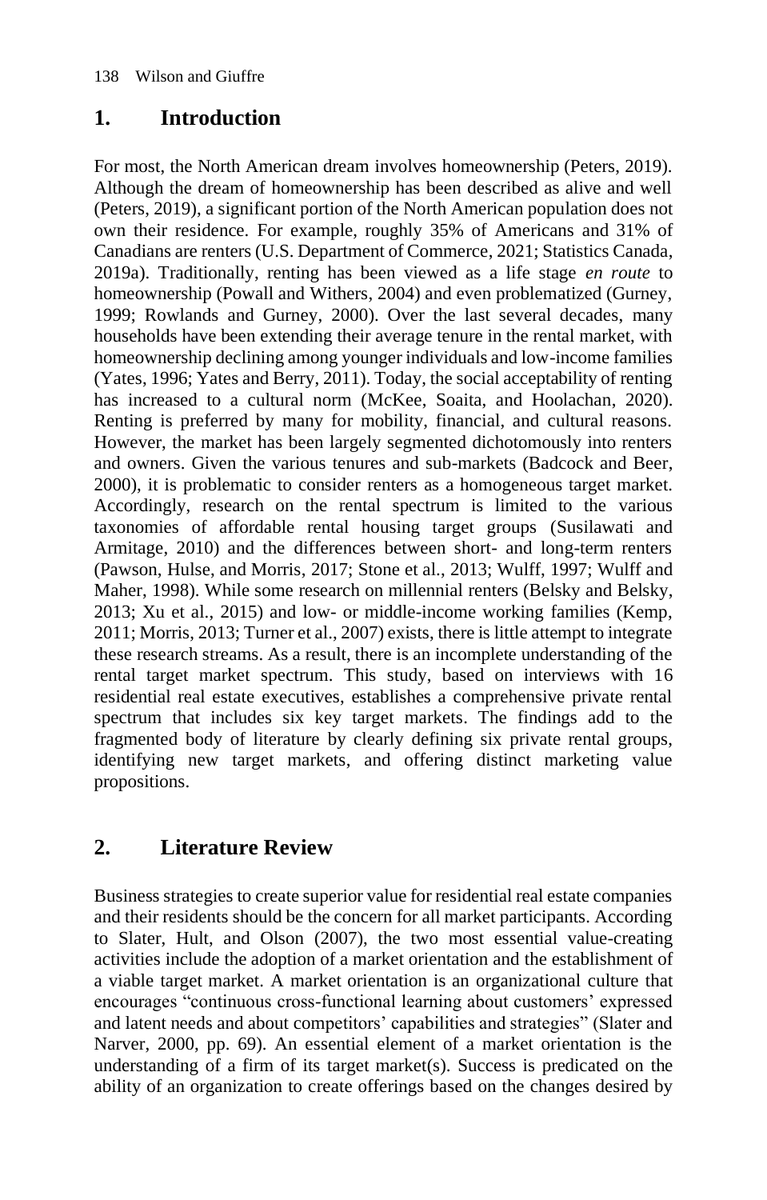## 1. Introduction

For most, the North American dream involves homeownership (Peters, 2019). Although the dream of homeownership has been described as alive and well (Peters, 2019), a significant portion of the North American population does not own their residence. For example, roughly 35% of Americans and 31% of Canadians are renters (U.S. Department of Commerce, 2021; Statistics Canada, 2019a). Traditionally, renting has been viewed as a life stage *en route* to homeownership (Powall and Withers, 2004) and even problematized (Gurney, 1999; Rowlands and Gurney, 2000). Over the last several decades, many households have been extending their average tenure in the rental market, with homeownership declining among younger individuals and low-income families (Yates, 1996; Yates and Berry, 2011). Today, the social acceptability of renting has increased to a cultural norm (McKee, Soaita, and Hoolachan, 2020). Renting is preferred by many for mobility, financial, and cultural reasons. However, the market has been largely segmented dichotomously into renters and owners. Given the various tenures and sub-markets (Badcock and Beer, 2000), it is problematic to consider renters as a homogeneous target market. Accordingly, research on the rental spectrum is limited to the various taxonomies of affordable rental housing target groups (Susilawati and Armitage, 2010) and the differences between short- and long-term renters (Pawson, Hulse, and Morris, 2017; Stone et al., 2013; Wulff, 1997; Wulff and Maher, 1998). While some research on millennial renters (Belsky and Belsky, 2013; Xu et al., 2015) and low- or middle-income working families (Kemp, 2011; Morris, 2013; Turner et al., 2007) exists, there is little attempt to integrate these research streams. As a result, there is an incomplete understanding of the rental target market spectrum. This study, based on interviews with 16 residential real estate executives, establishes a comprehensive private rental spectrum that includes six key target markets. The findings add to the fragmented body of literature by clearly defining six private rental groups, identifying new target markets, and offering distinct marketing value propositions.

## 2. Literature Review

Business strategies to create superior value for residential real estate companies and their residents should be the concern for all market participants. According to Slater, Hult, and Olson (2007), the two most essential value-creating activities include the adoption of a market orientation and the establishment of a viable target market. A market orientation is an organizational culture that encourages "continuous cross-functional learning about customers' expressed and latent needs and about competitors' capabilities and strategies" (Slater and Narver, 2000, pp. 69). An essential element of a market orientation is the understanding of a firm of its target market(s). Success is predicated on the ability of an organization to create offerings based on the changes desired by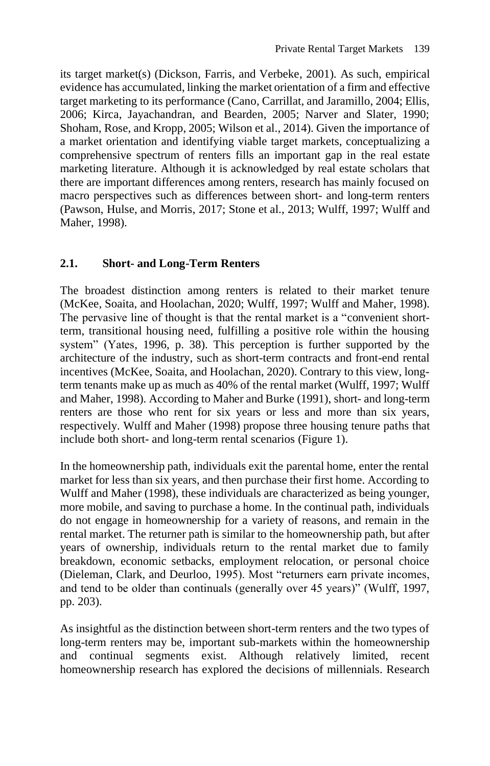its target market(s) (Dickson, Farris, and Verbeke, 2001). As such, empirical evidence has accumulated, linking the market orientation of a firm and effective target marketing to its performance (Cano, Carrillat, and Jaramillo, 2004; Ellis, 2006; Kirca, Jayachandran, and Bearden, 2005; Narver and Slater, 1990; Shoham, Rose, and Kropp, 2005; Wilson et al., 2014). Given the importance of a market orientation and identifying viable target markets, conceptualizing a comprehensive spectrum of renters fills an important gap in the real estate marketing literature. Although it is acknowledged by real estate scholars that there are important differences among renters, research has mainly focused on macro perspectives such as differences between short- and long-term renters (Pawson, Hulse, and Morris, 2017; Stone et al., 2013; Wulff, 1997; Wulff and Maher, 1998).

## 2.1. Short- and Long-Term Renters

The broadest distinction among renters is related to their market tenure (McKee, Soaita, and Hoolachan, 2020; Wulff, 1997; Wulff and Maher, 1998). The pervasive line of thought is that the rental market is a "convenient short-term, transitional housing need, fulfilling a positive role within the housing system" (Yates, 1996, p. 38). This perception is further supported by the architecture of the industry, such as short-term contracts and front-end rental incentives (McKee, Soaita, and Hoolachan, 2020). Contrary to this view, long-term tenants make up as much as 40% of the rental market (Wulff, 1997; Wulff and Maher, 1998). According to Maher and Burke (1991), short- and long-term renters are those who rent for six years or less and more than six years, respectively. Wulff and Maher (1998) propose three housing tenure paths that include both short- and long-term rental scenarios (Figure 1).

In the homeownership path, individuals exit the parental home, enter the rental market for less than six years, and then purchase their first home. According to Wulff and Maher (1998), these individuals are characterized as being younger, more mobile, and saving to purchase a home. In the continual path, individuals do not engage in homeownership for a variety of reasons, and remain in the rental market. The returner path is similar to the homeownership path, but after years of ownership, individuals return to the rental market due to family breakdown, economic setbacks, employment relocation, or personal choice (Dieleman, Clark, and Deurloo, 1995). Most "returners earn private incomes, and tend to be older than continuals (generally over 45 years)" (Wulff, 1997, pp. 203).

As insightful as the distinction between short-term renters and the two types of long-term renters may be, important sub-markets within the homeownership and continual segments exist. Although relatively limited, recent homeownership research has explored the decisions of millennials. Research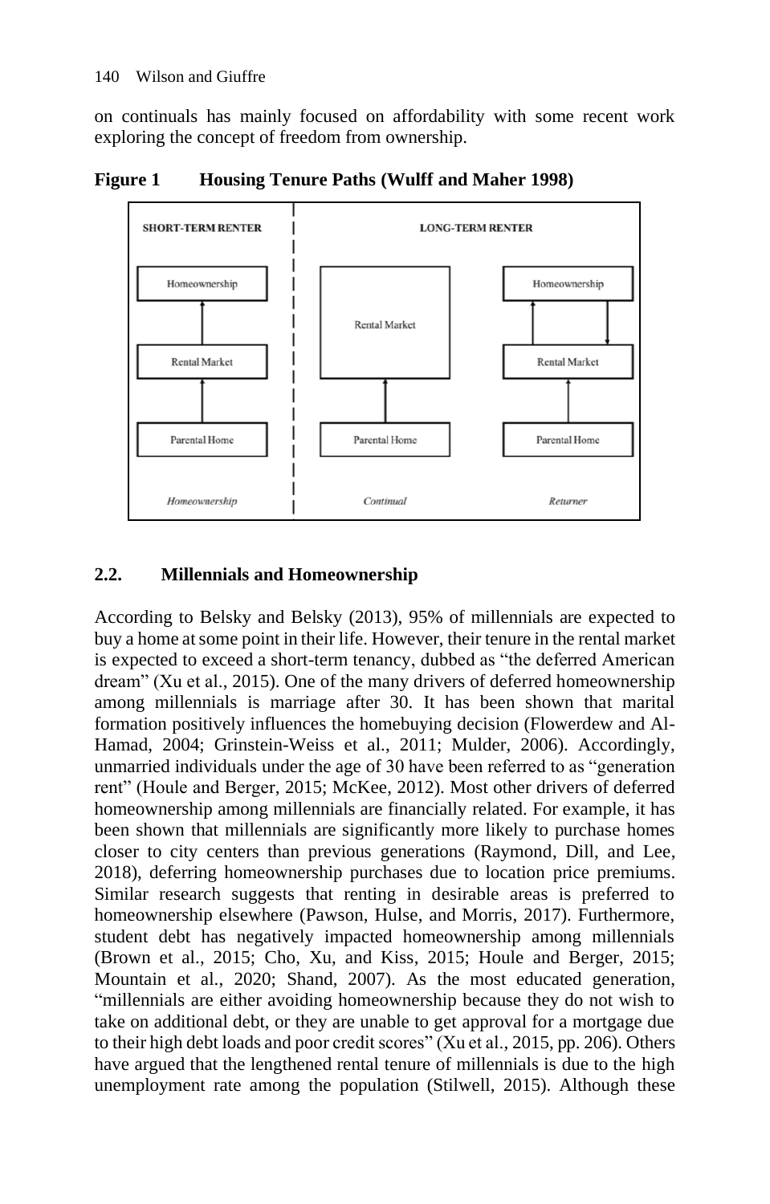on continuals has mainly focused on affordability with some recent work exploring the concept of freedom from ownership.

**Figure 1 Housing Tenure Paths (Wulff and Maher 1998)**

| SHORT-TERM RENTER | LONG-TERM RENTER | |
|---|---|---|
| Homeownership | | Homeownership |
| ↑ | Rental Market | ↑ ↓ |
| Rental Market | | Rental Market |
| ↑ | ↑ | ↑ |
| Parental Home | Parental Home | Parental Home |
| *Homeownership* | *Continual* | *Returner* |

## 2.2. Millennials and Homeownership

According to Belsky and Belsky (2013), 95% of millennials are expected to buy a home at some point in their life. However, their tenure in the rental market is expected to exceed a short-term tenancy, dubbed as "the deferred American dream" (Xu et al., 2015). One of the many drivers of deferred homeownership among millennials is marriage after 30. It has been shown that marital formation positively influences the homebuying decision (Flowerdew and Al-Hamad, 2004; Grinstein-Weiss et al., 2011; Mulder, 2006). Accordingly, unmarried individuals under the age of 30 have been referred to as "generation rent" (Houle and Berger, 2015; McKee, 2012). Most other drivers of deferred homeownership among millennials are financially related. For example, it has been shown that millennials are significantly more likely to purchase homes closer to city centers than previous generations (Raymond, Dill, and Lee, 2018), deferring homeownership purchases due to location price premiums. Similar research suggests that renting in desirable areas is preferred to homeownership elsewhere (Pawson, Hulse, and Morris, 2017). Furthermore, student debt has negatively impacted homeownership among millennials (Brown et al., 2015; Cho, Xu, and Kiss, 2015; Houle and Berger, 2015; Mountain et al., 2020; Shand, 2007). As the most educated generation, "millennials are either avoiding homeownership because they do not wish to take on additional debt, or they are unable to get approval for a mortgage due to their high debt loads and poor credit scores" (Xu et al., 2015, pp. 206). Others have argued that the lengthened rental tenure of millennials is due to the high unemployment rate among the population (Stilwell, 2015). Although these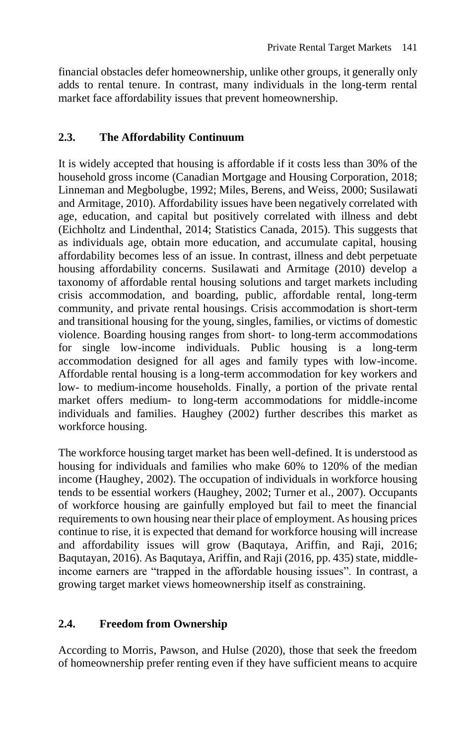financial obstacles defer homeownership, unlike other groups, it generally only adds to rental tenure. In contrast, many individuals in the long-term rental market face affordability issues that prevent homeownership.

## 2.3. The Affordability Continuum

It is widely accepted that housing is affordable if it costs less than 30% of the household gross income (Canadian Mortgage and Housing Corporation, 2018; Linneman and Megbolugbe, 1992; Miles, Berens, and Weiss, 2000; Susilawati and Armitage, 2010). Affordability issues have been negatively correlated with age, education, and capital but positively correlated with illness and debt (Eichholtz and Lindenthal, 2014; Statistics Canada, 2015). This suggests that as individuals age, obtain more education, and accumulate capital, housing affordability becomes less of an issue. In contrast, illness and debt perpetuate housing affordability concerns. Susilawati and Armitage (2010) develop a taxonomy of affordable rental housing solutions and target markets including crisis accommodation, and boarding, public, affordable rental, long-term community, and private rental housings. Crisis accommodation is short-term and transitional housing for the young, singles, families, or victims of domestic violence. Boarding housing ranges from short- to long-term accommodations for single low-income individuals. Public housing is a long-term accommodation designed for all ages and family types with low-income. Affordable rental housing is a long-term accommodation for key workers and low- to medium-income households. Finally, a portion of the private rental market offers medium- to long-term accommodations for middle-income individuals and families. Haughey (2002) further describes this market as workforce housing.

The workforce housing target market has been well-defined. It is understood as housing for individuals and families who make 60% to 120% of the median income (Haughey, 2002). The occupation of individuals in workforce housing tends to be essential workers (Haughey, 2002; Turner et al., 2007). Occupants of workforce housing are gainfully employed but fail to meet the financial requirements to own housing near their place of employment. As housing prices continue to rise, it is expected that demand for workforce housing will increase and affordability issues will grow (Baqutaya, Ariffin, and Raji, 2016; Baqutayan, 2016). As Baqutaya, Ariffin, and Raji (2016, pp. 435) state, middle-income earners are "trapped in the affordable housing issues". In contrast, a growing target market views homeownership itself as constraining.

## 2.4. Freedom from Ownership

According to Morris, Pawson, and Hulse (2020), those that seek the freedom of homeownership prefer renting even if they have sufficient means to acquire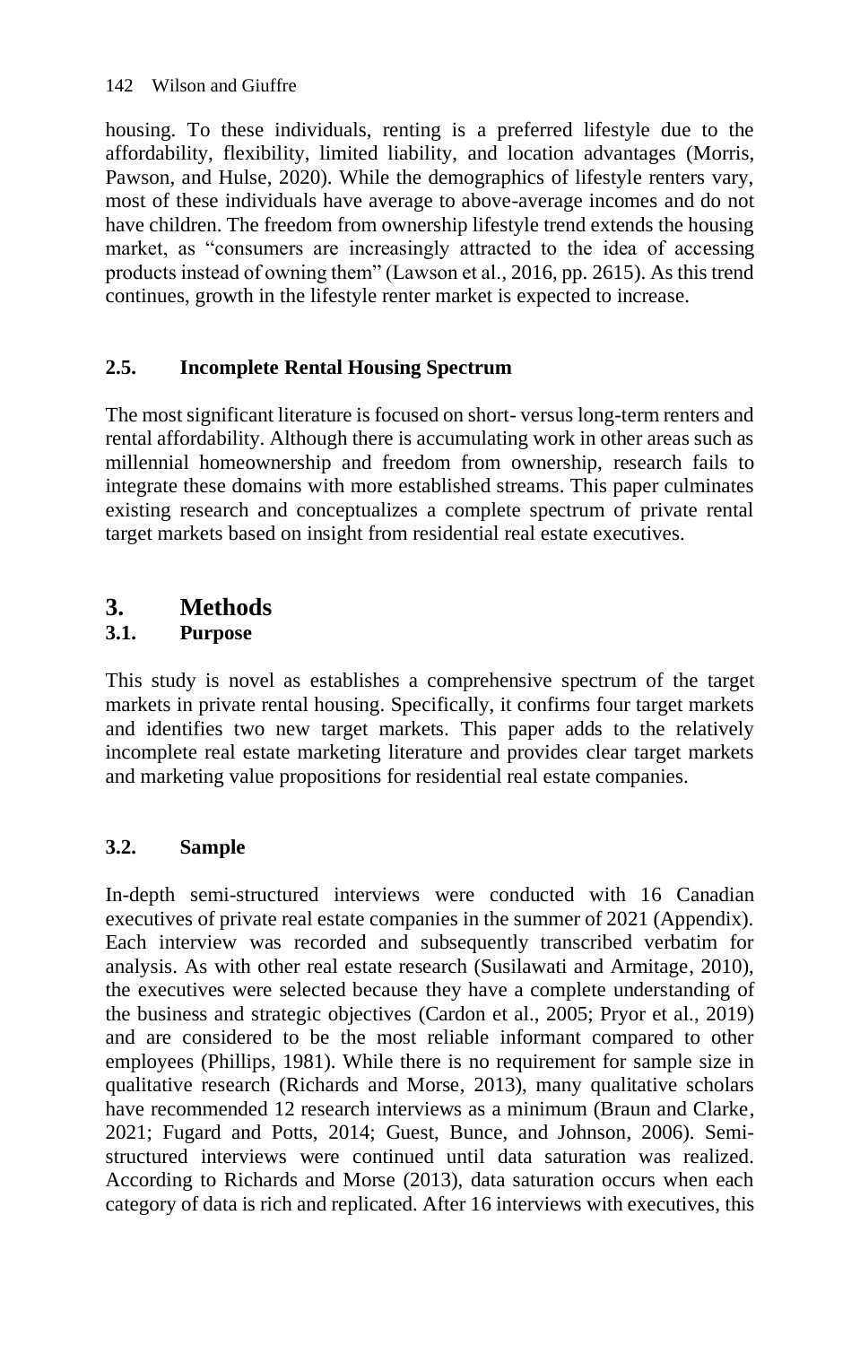housing. To these individuals, renting is a preferred lifestyle due to the affordability, flexibility, limited liability, and location advantages (Morris, Pawson, and Hulse, 2020). While the demographics of lifestyle renters vary, most of these individuals have average to above-average incomes and do not have children. The freedom from ownership lifestyle trend extends the housing market, as "consumers are increasingly attracted to the idea of accessing products instead of owning them" (Lawson et al., 2016, pp. 2615). As this trend continues, growth in the lifestyle renter market is expected to increase.

### 2.5. Incomplete Rental Housing Spectrum

The most significant literature is focused on short- versus long-term renters and rental affordability. Although there is accumulating work in other areas such as millennial homeownership and freedom from ownership, research fails to integrate these domains with more established streams. This paper culminates existing research and conceptualizes a complete spectrum of private rental target markets based on insight from residential real estate executives.

## 3. Methods

### 3.1. Purpose

This study is novel as establishes a comprehensive spectrum of the target markets in private rental housing. Specifically, it confirms four target markets and identifies two new target markets. This paper adds to the relatively incomplete real estate marketing literature and provides clear target markets and marketing value propositions for residential real estate companies.

### 3.2. Sample

In-depth semi-structured interviews were conducted with 16 Canadian executives of private real estate companies in the summer of 2021 (Appendix). Each interview was recorded and subsequently transcribed verbatim for analysis. As with other real estate research (Susilawati and Armitage, 2010), the executives were selected because they have a complete understanding of the business and strategic objectives (Cardon et al., 2005; Pryor et al., 2019) and are considered to be the most reliable informant compared to other employees (Phillips, 1981). While there is no requirement for sample size in qualitative research (Richards and Morse, 2013), many qualitative scholars have recommended 12 research interviews as a minimum (Braun and Clarke, 2021; Fugard and Potts, 2014; Guest, Bunce, and Johnson, 2006). Semi-structured interviews were continued until data saturation was realized. According to Richards and Morse (2013), data saturation occurs when each category of data is rich and replicated. After 16 interviews with executives, this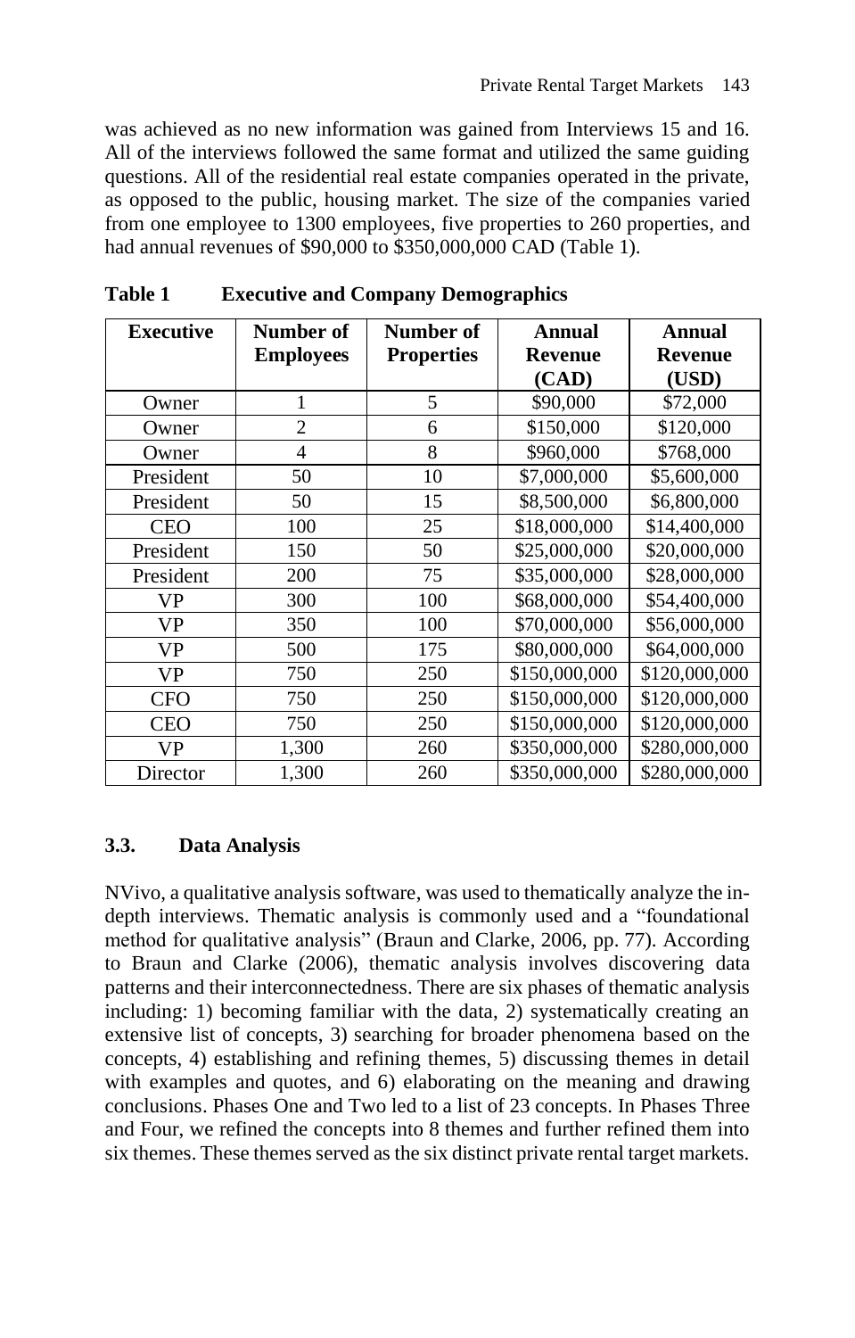was achieved as no new information was gained from Interviews 15 and 16. All of the interviews followed the same format and utilized the same guiding questions. All of the residential real estate companies operated in the private, as opposed to the public, housing market. The size of the companies varied from one employee to 1300 employees, five properties to 260 properties, and had annual revenues of $90,000 to $350,000,000 CAD (Table 1).

**Table 1 Executive and Company Demographics**

| Executive | Number of Employees | Number of Properties | Annual Revenue (CAD) | Annual Revenue (USD) |
|---|---|---|---|---|
| Owner | 1 | 5 | $90,000 | $72,000 |
| Owner | 2 | 6 | $150,000 | $120,000 |
| Owner | 4 | 8 | $960,000 | $768,000 |
| President | 50 | 10 | $7,000,000 | $5,600,000 |
| President | 50 | 15 | $8,500,000 | $6,800,000 |
| CEO | 100 | 25 | $18,000,000 | $14,400,000 |
| President | 150 | 50 | $25,000,000 | $20,000,000 |
| President | 200 | 75 | $35,000,000 | $28,000,000 |
| VP | 300 | 100 | $68,000,000 | $54,400,000 |
| VP | 350 | 100 | $70,000,000 | $56,000,000 |
| VP | 500 | 175 | $80,000,000 | $64,000,000 |
| VP | 750 | 250 | $150,000,000 | $120,000,000 |
| CFO | 750 | 250 | $150,000,000 | $120,000,000 |
| CEO | 750 | 250 | $150,000,000 | $120,000,000 |
| VP | 1,300 | 260 | $350,000,000 | $280,000,000 |
| Director | 1,300 | 260 | $350,000,000 | $280,000,000 |

### 3.3. Data Analysis

NVivo, a qualitative analysis software, was used to thematically analyze the in-depth interviews. Thematic analysis is commonly used and a "foundational method for qualitative analysis" (Braun and Clarke, 2006, pp. 77). According to Braun and Clarke (2006), thematic analysis involves discovering data patterns and their interconnectedness. There are six phases of thematic analysis including: 1) becoming familiar with the data, 2) systematically creating an extensive list of concepts, 3) searching for broader phenomena based on the concepts, 4) establishing and refining themes, 5) discussing themes in detail with examples and quotes, and 6) elaborating on the meaning and drawing conclusions. Phases One and Two led to a list of 23 concepts. In Phases Three and Four, we refined the concepts into 8 themes and further refined them into six themes. These themes served as the six distinct private rental target markets.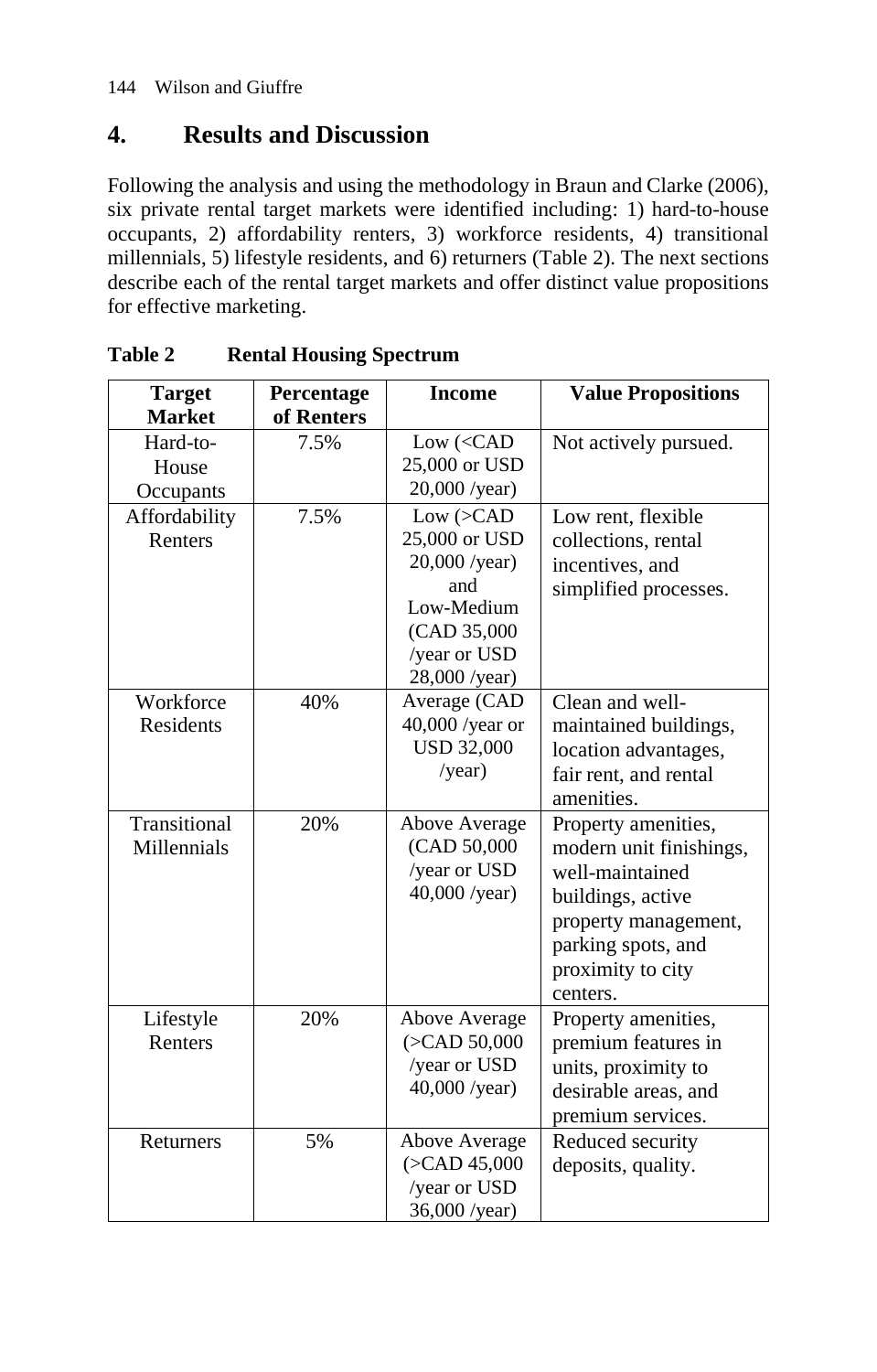## 4. Results and Discussion

Following the analysis and using the methodology in Braun and Clarke (2006), six private rental target markets were identified including: 1) hard-to-house occupants, 2) affordability renters, 3) workforce residents, 4) transitional millennials, 5) lifestyle residents, and 6) returners (Table 2). The next sections describe each of the rental target markets and offer distinct value propositions for effective marketing.

**Table 2 Rental Housing Spectrum**

| Target Market | Percentage of Renters | Income | Value Propositions |
|---|---|---|---|
| Hard-to-House Occupants | 7.5% | Low (<CAD 25,000 or USD 20,000 /year) | Not actively pursued. |
| Affordability Renters | 7.5% | Low (>CAD 25,000 or USD 20,000 /year) and Low-Medium (CAD 35,000 /year or USD 28,000 /year) | Low rent, flexible collections, rental incentives, and simplified processes. |
| Workforce Residents | 40% | Average (CAD 40,000 /year or USD 32,000 /year) | Clean and well-maintained buildings, location advantages, fair rent, and rental amenities. |
| Transitional Millennials | 20% | Above Average (CAD 50,000 /year or USD 40,000 /year) | Property amenities, modern unit finishings, well-maintained buildings, active property management, parking spots, and proximity to city centers. |
| Lifestyle Renters | 20% | Above Average (>CAD 50,000 /year or USD 40,000 /year) | Property amenities, premium features in units, proximity to desirable areas, and premium services. |
| Returners | 5% | Above Average (>CAD 45,000 /year or USD 36,000 /year) | Reduced security deposits, quality. |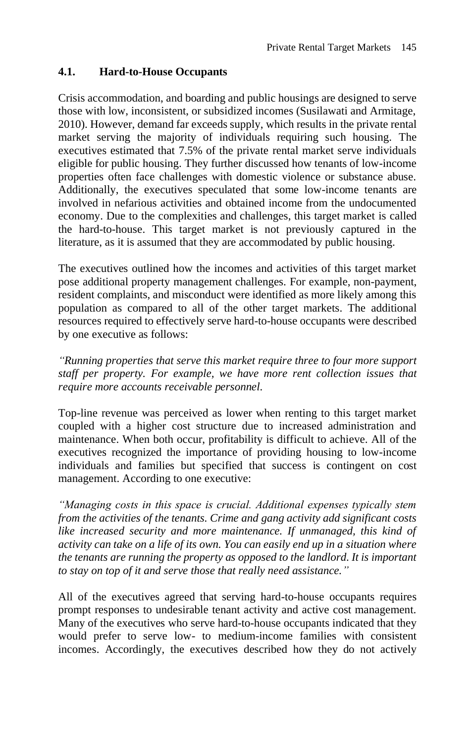### 4.1. Hard-to-House Occupants

Crisis accommodation, and boarding and public housings are designed to serve those with low, inconsistent, or subsidized incomes (Susilawati and Armitage, 2010). However, demand far exceeds supply, which results in the private rental market serving the majority of individuals requiring such housing. The executives estimated that 7.5% of the private rental market serve individuals eligible for public housing. They further discussed how tenants of low-income properties often face challenges with domestic violence or substance abuse. Additionally, the executives speculated that some low-income tenants are involved in nefarious activities and obtained income from the undocumented economy. Due to the complexities and challenges, this target market is called the hard-to-house. This target market is not previously captured in the literature, as it is assumed that they are accommodated by public housing.

The executives outlined how the incomes and activities of this target market pose additional property management challenges. For example, non-payment, resident complaints, and misconduct were identified as more likely among this population as compared to all of the other target markets. The additional resources required to effectively serve hard-to-house occupants were described by one executive as follows:

*"Running properties that serve this market require three to four more support staff per property. For example, we have more rent collection issues that require more accounts receivable personnel.*

Top-line revenue was perceived as lower when renting to this target market coupled with a higher cost structure due to increased administration and maintenance. When both occur, profitability is difficult to achieve. All of the executives recognized the importance of providing housing to low-income individuals and families but specified that success is contingent on cost management. According to one executive:

*"Managing costs in this space is crucial. Additional expenses typically stem from the activities of the tenants. Crime and gang activity add significant costs like increased security and more maintenance. If unmanaged, this kind of activity can take on a life of its own. You can easily end up in a situation where the tenants are running the property as opposed to the landlord. It is important to stay on top of it and serve those that really need assistance."*

All of the executives agreed that serving hard-to-house occupants requires prompt responses to undesirable tenant activity and active cost management. Many of the executives who serve hard-to-house occupants indicated that they would prefer to serve low- to medium-income families with consistent incomes. Accordingly, the executives described how they do not actively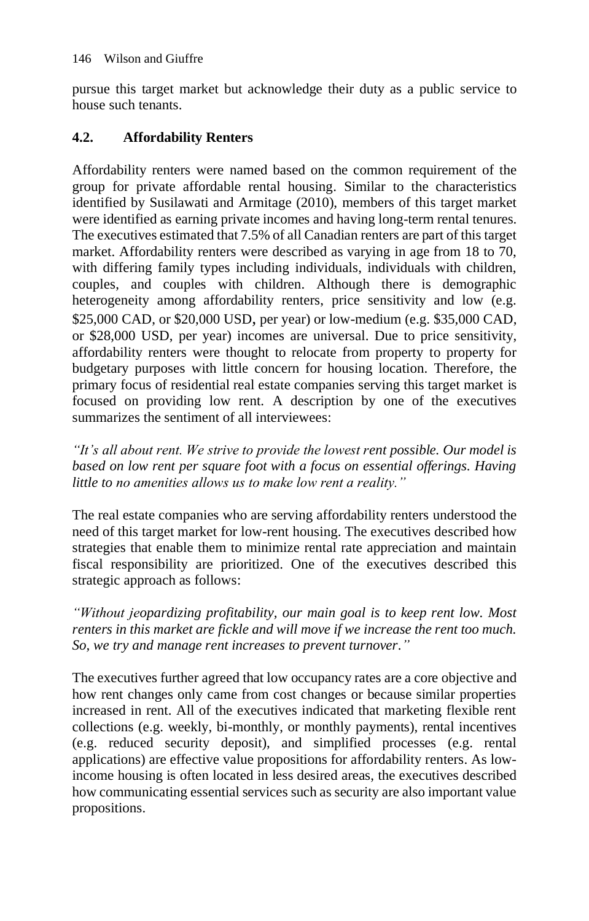pursue this target market but acknowledge their duty as a public service to house such tenants.

### 4.2. Affordability Renters

Affordability renters were named based on the common requirement of the group for private affordable rental housing. Similar to the characteristics identified by Susilawati and Armitage (2010), members of this target market were identified as earning private incomes and having long-term rental tenures. The executives estimated that 7.5% of all Canadian renters are part of this target market. Affordability renters were described as varying in age from 18 to 70, with differing family types including individuals, individuals with children, couples, and couples with children. Although there is demographic heterogeneity among affordability renters, price sensitivity and low (e.g. $25,000 CAD, or $20,000 USD, per year) or low-medium (e.g. $35,000 CAD, or $28,000 USD, per year) incomes are universal. Due to price sensitivity, affordability renters were thought to relocate from property to property for budgetary purposes with little concern for housing location. Therefore, the primary focus of residential real estate companies serving this target market is focused on providing low rent. A description by one of the executives summarizes the sentiment of all interviewees:

*"It's all about rent. We strive to provide the lowest rent possible. Our model is based on low rent per square foot with a focus on essential offerings. Having little to no amenities allows us to make low rent a reality."*

The real estate companies who are serving affordability renters understood the need of this target market for low-rent housing. The executives described how strategies that enable them to minimize rental rate appreciation and maintain fiscal responsibility are prioritized. One of the executives described this strategic approach as follows:

*"Without jeopardizing profitability, our main goal is to keep rent low. Most renters in this market are fickle and will move if we increase the rent too much. So, we try and manage rent increases to prevent turnover."*

The executives further agreed that low occupancy rates are a core objective and how rent changes only came from cost changes or because similar properties increased in rent. All of the executives indicated that marketing flexible rent collections (e.g. weekly, bi-monthly, or monthly payments), rental incentives (e.g. reduced security deposit), and simplified processes (e.g. rental applications) are effective value propositions for affordability renters. As low-income housing is often located in less desired areas, the executives described how communicating essential services such as security are also important value propositions.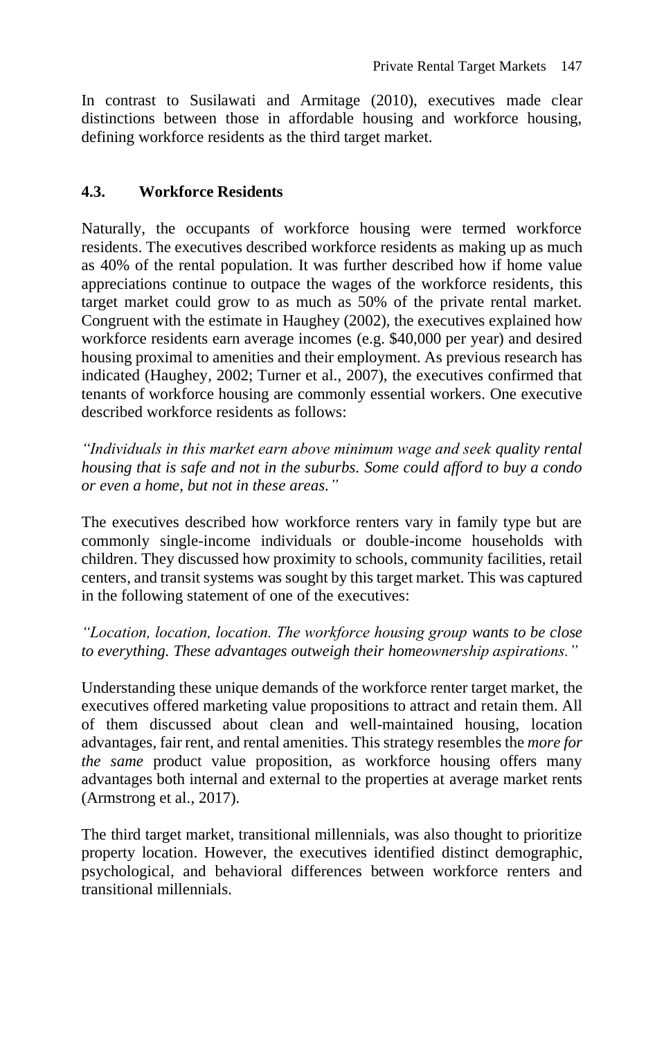In contrast to Susilawati and Armitage (2010), executives made clear distinctions between those in affordable housing and workforce housing, defining workforce residents as the third target market.

### 4.3. Workforce Residents

Naturally, the occupants of workforce housing were termed workforce residents. The executives described workforce residents as making up as much as 40% of the rental population. It was further described how if home value appreciations continue to outpace the wages of the workforce residents, this target market could grow to as much as 50% of the private rental market. Congruent with the estimate in Haughey (2002), the executives explained how workforce residents earn average incomes (e.g. $40,000 per year) and desired housing proximal to amenities and their employment. As previous research has indicated (Haughey, 2002; Turner et al., 2007), the executives confirmed that tenants of workforce housing are commonly essential workers. One executive described workforce residents as follows:

*"Individuals in this market earn above minimum wage and seek quality rental housing that is safe and not in the suburbs. Some could afford to buy a condo or even a home, but not in these areas."*

The executives described how workforce renters vary in family type but are commonly single-income individuals or double-income households with children. They discussed how proximity to schools, community facilities, retail centers, and transit systems was sought by this target market. This was captured in the following statement of one of the executives:

*"Location, location, location. The workforce housing group wants to be close to everything. These advantages outweigh their homeownership aspirations."*

Understanding these unique demands of the workforce renter target market, the executives offered marketing value propositions to attract and retain them. All of them discussed about clean and well-maintained housing, location advantages, fair rent, and rental amenities. This strategy resembles the *more for the same* product value proposition, as workforce housing offers many advantages both internal and external to the properties at average market rents (Armstrong et al., 2017).

The third target market, transitional millennials, was also thought to prioritize property location. However, the executives identified distinct demographic, psychological, and behavioral differences between workforce renters and transitional millennials.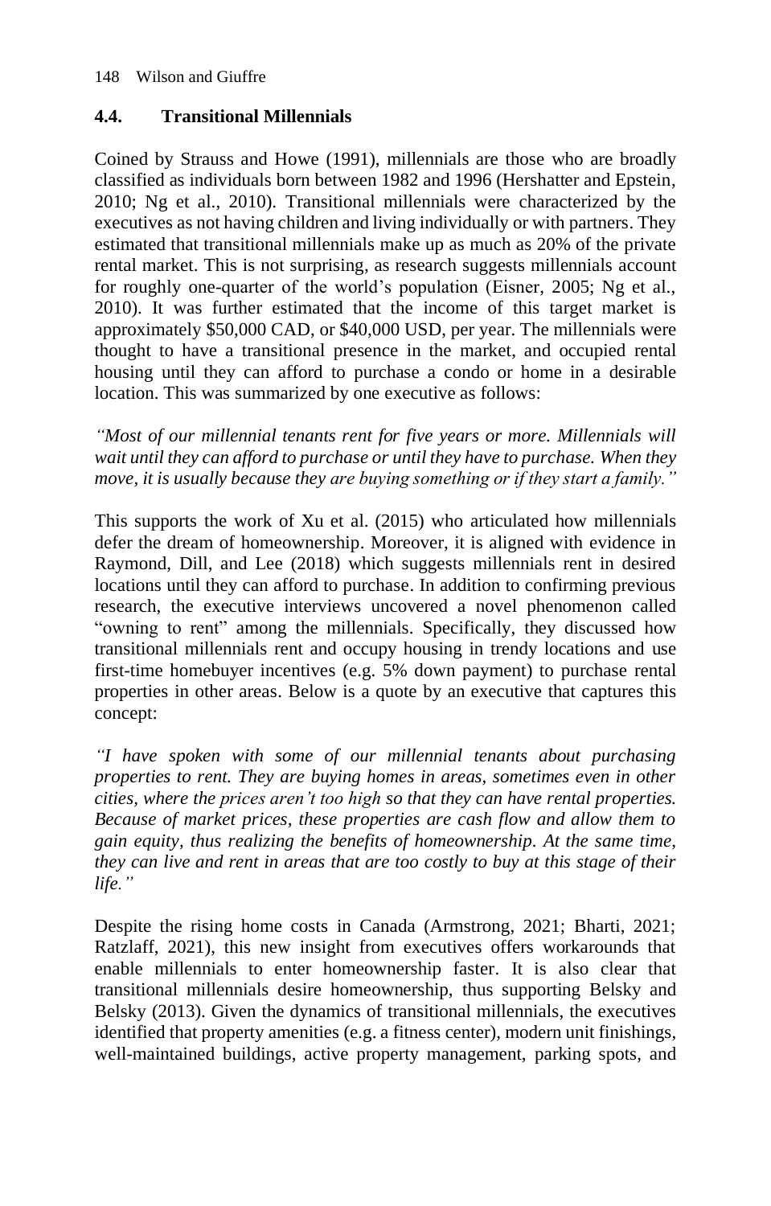## 4.4. Transitional Millennials

Coined by Strauss and Howe (1991), millennials are those who are broadly classified as individuals born between 1982 and 1996 (Hershatter and Epstein, 2010; Ng et al., 2010). Transitional millennials were characterized by the executives as not having children and living individually or with partners. They estimated that transitional millennials make up as much as 20% of the private rental market. This is not surprising, as research suggests millennials account for roughly one-quarter of the world's population (Eisner, 2005; Ng et al., 2010). It was further estimated that the income of this target market is approximately \$50,000 CAD, or \$40,000 USD, per year. The millennials were thought to have a transitional presence in the market, and occupied rental housing until they can afford to purchase a condo or home in a desirable location. This was summarized by one executive as follows:

*"Most of our millennial tenants rent for five years or more. Millennials will wait until they can afford to purchase or until they have to purchase. When they move, it is usually because they are buying something or if they start a family."*

This supports the work of Xu et al. (2015) who articulated how millennials defer the dream of homeownership. Moreover, it is aligned with evidence in Raymond, Dill, and Lee (2018) which suggests millennials rent in desired locations until they can afford to purchase. In addition to confirming previous research, the executive interviews uncovered a novel phenomenon called "owning to rent" among the millennials. Specifically, they discussed how transitional millennials rent and occupy housing in trendy locations and use first-time homebuyer incentives (e.g. 5% down payment) to purchase rental properties in other areas. Below is a quote by an executive that captures this concept:

*"I have spoken with some of our millennial tenants about purchasing properties to rent. They are buying homes in areas, sometimes even in other cities, where the prices aren't too high so that they can have rental properties. Because of market prices, these properties are cash flow and allow them to gain equity, thus realizing the benefits of homeownership. At the same time, they can live and rent in areas that are too costly to buy at this stage of their life."*

Despite the rising home costs in Canada (Armstrong, 2021; Bharti, 2021; Ratzlaff, 2021), this new insight from executives offers workarounds that enable millennials to enter homeownership faster. It is also clear that transitional millennials desire homeownership, thus supporting Belsky and Belsky (2013). Given the dynamics of transitional millennials, the executives identified that property amenities (e.g. a fitness center), modern unit finishings, well-maintained buildings, active property management, parking spots, and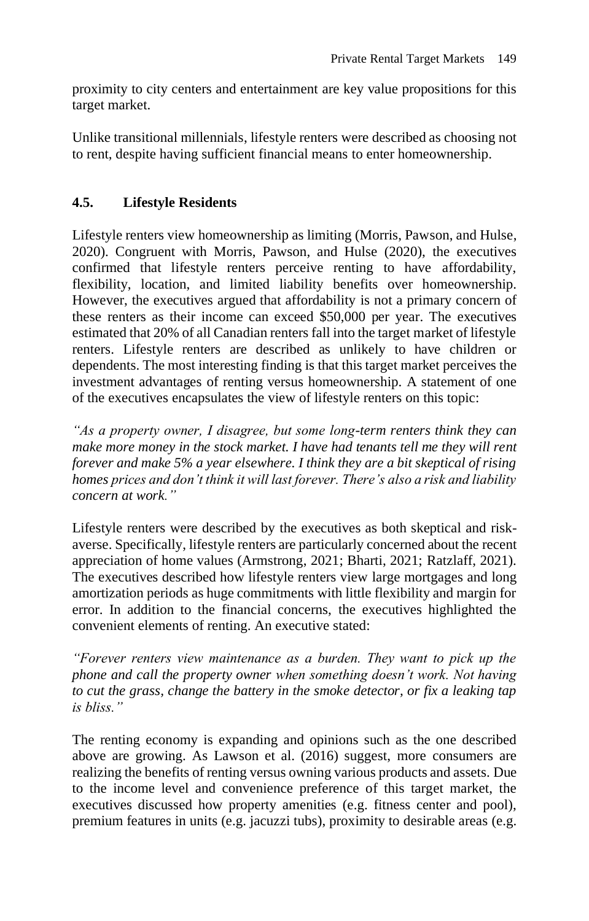proximity to city centers and entertainment are key value propositions for this target market.

Unlike transitional millennials, lifestyle renters were described as choosing not to rent, despite having sufficient financial means to enter homeownership.

### 4.5. Lifestyle Residents

Lifestyle renters view homeownership as limiting (Morris, Pawson, and Hulse, 2020). Congruent with Morris, Pawson, and Hulse (2020), the executives confirmed that lifestyle renters perceive renting to have affordability, flexibility, location, and limited liability benefits over homeownership. However, the executives argued that affordability is not a primary concern of these renters as their income can exceed $50,000 per year. The executives estimated that 20% of all Canadian renters fall into the target market of lifestyle renters. Lifestyle renters are described as unlikely to have children or dependents. The most interesting finding is that this target market perceives the investment advantages of renting versus homeownership. A statement of one of the executives encapsulates the view of lifestyle renters on this topic:

*"As a property owner, I disagree, but some long-term renters think they can make more money in the stock market. I have had tenants tell me they will rent forever and make 5% a year elsewhere. I think they are a bit skeptical of rising homes prices and don't think it will last forever. There's also a risk and liability concern at work."*

Lifestyle renters were described by the executives as both skeptical and risk-averse. Specifically, lifestyle renters are particularly concerned about the recent appreciation of home values (Armstrong, 2021; Bharti, 2021; Ratzlaff, 2021). The executives described how lifestyle renters view large mortgages and long amortization periods as huge commitments with little flexibility and margin for error. In addition to the financial concerns, the executives highlighted the convenient elements of renting. An executive stated:

*"Forever renters view maintenance as a burden. They want to pick up the phone and call the property owner when something doesn't work. Not having to cut the grass, change the battery in the smoke detector, or fix a leaking tap is bliss."*

The renting economy is expanding and opinions such as the one described above are growing. As Lawson et al. (2016) suggest, more consumers are realizing the benefits of renting versus owning various products and assets. Due to the income level and convenience preference of this target market, the executives discussed how property amenities (e.g. fitness center and pool), premium features in units (e.g. jacuzzi tubs), proximity to desirable areas (e.g.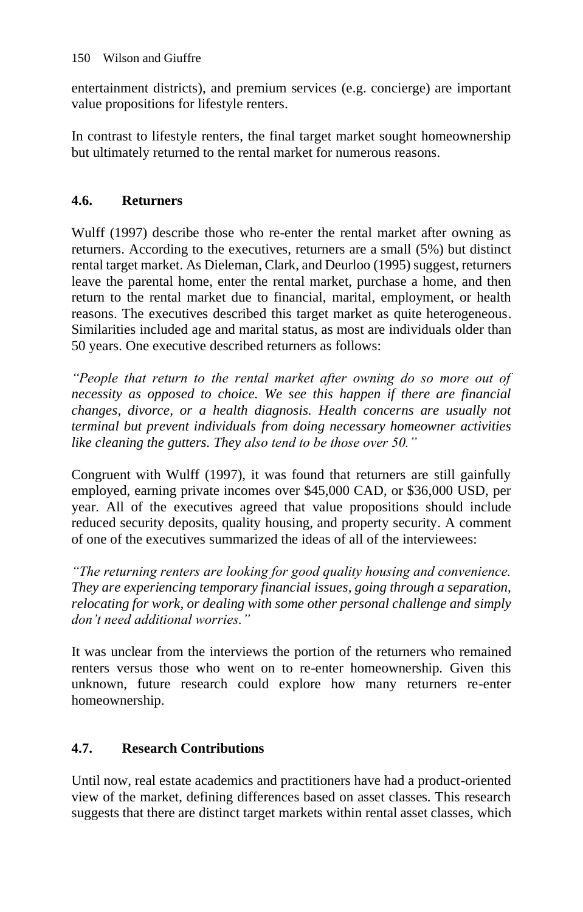entertainment districts), and premium services (e.g. concierge) are important value propositions for lifestyle renters.

In contrast to lifestyle renters, the final target market sought homeownership but ultimately returned to the rental market for numerous reasons.

### 4.6. Returners

Wulff (1997) describe those who re-enter the rental market after owning as returners. According to the executives, returners are a small (5%) but distinct rental target market. As Dieleman, Clark, and Deurloo (1995) suggest, returners leave the parental home, enter the rental market, purchase a home, and then return to the rental market due to financial, marital, employment, or health reasons. The executives described this target market as quite heterogeneous. Similarities included age and marital status, as most are individuals older than 50 years. One executive described returners as follows:

*"People that return to the rental market after owning do so more out of necessity as opposed to choice. We see this happen if there are financial changes, divorce, or a health diagnosis. Health concerns are usually not terminal but prevent individuals from doing necessary homeowner activities like cleaning the gutters. They also tend to be those over 50."*

Congruent with Wulff (1997), it was found that returners are still gainfully employed, earning private incomes over $45,000 CAD, or $36,000 USD, per year. All of the executives agreed that value propositions should include reduced security deposits, quality housing, and property security. A comment of one of the executives summarized the ideas of all of the interviewees:

*"The returning renters are looking for good quality housing and convenience. They are experiencing temporary financial issues, going through a separation, relocating for work, or dealing with some other personal challenge and simply don't need additional worries."*

It was unclear from the interviews the portion of the returners who remained renters versus those who went on to re-enter homeownership. Given this unknown, future research could explore how many returners re-enter homeownership.

### 4.7. Research Contributions

Until now, real estate academics and practitioners have had a product-oriented view of the market, defining differences based on asset classes. This research suggests that there are distinct target markets within rental asset classes, which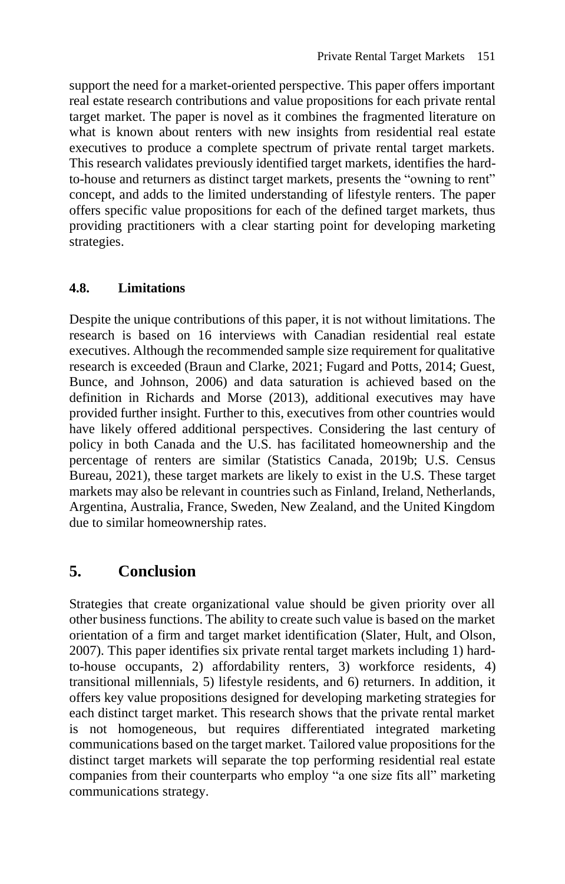support the need for a market-oriented perspective. This paper offers important real estate research contributions and value propositions for each private rental target market. The paper is novel as it combines the fragmented literature on what is known about renters with new insights from residential real estate executives to produce a complete spectrum of private rental target markets. This research validates previously identified target markets, identifies the hard-to-house and returners as distinct target markets, presents the "owning to rent" concept, and adds to the limited understanding of lifestyle renters. The paper offers specific value propositions for each of the defined target markets, thus providing practitioners with a clear starting point for developing marketing strategies.

### 4.8. Limitations

Despite the unique contributions of this paper, it is not without limitations. The research is based on 16 interviews with Canadian residential real estate executives. Although the recommended sample size requirement for qualitative research is exceeded (Braun and Clarke, 2021; Fugard and Potts, 2014; Guest, Bunce, and Johnson, 2006) and data saturation is achieved based on the definition in Richards and Morse (2013), additional executives may have provided further insight. Further to this, executives from other countries would have likely offered additional perspectives. Considering the last century of policy in both Canada and the U.S. has facilitated homeownership and the percentage of renters are similar (Statistics Canada, 2019b; U.S. Census Bureau, 2021), these target markets are likely to exist in the U.S. These target markets may also be relevant in countries such as Finland, Ireland, Netherlands, Argentina, Australia, France, Sweden, New Zealand, and the United Kingdom due to similar homeownership rates.

## 5. Conclusion

Strategies that create organizational value should be given priority over all other business functions. The ability to create such value is based on the market orientation of a firm and target market identification (Slater, Hult, and Olson, 2007). This paper identifies six private rental target markets including 1) hard-to-house occupants, 2) affordability renters, 3) workforce residents, 4) transitional millennials, 5) lifestyle residents, and 6) returners. In addition, it offers key value propositions designed for developing marketing strategies for each distinct target market. This research shows that the private rental market is not homogeneous, but requires differentiated integrated marketing communications based on the target market. Tailored value propositions for the distinct target markets will separate the top performing residential real estate companies from their counterparts who employ "a one size fits all" marketing communications strategy.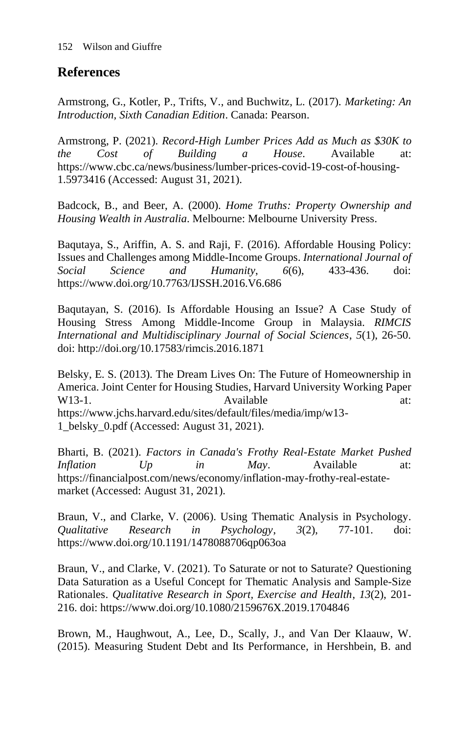## References

Armstrong, G., Kotler, P., Trifts, V., and Buchwitz, L. (2017). *Marketing: An Introduction, Sixth Canadian Edition*. Canada: Pearson.

Armstrong, P. (2021). *Record-High Lumber Prices Add as Much as $30K to the Cost of Building a House*. Available at: https://www.cbc.ca/news/business/lumber-prices-covid-19-cost-of-housing-1.5973416 (Accessed: August 31, 2021).

Badcock, B., and Beer, A. (2000). *Home Truths: Property Ownership and Housing Wealth in Australia*. Melbourne: Melbourne University Press.

Baqutaya, S., Ariffin, A. S. and Raji, F. (2016). Affordable Housing Policy: Issues and Challenges among Middle-Income Groups. *International Journal of Social Science and Humanity*, *6*(6), 433-436. doi: https://www.doi.org/10.7763/IJSSH.2016.V6.686

Baqutayan, S. (2016). Is Affordable Housing an Issue? A Case Study of Housing Stress Among Middle-Income Group in Malaysia. *RIMCIS International and Multidisciplinary Journal of Social Sciences*, *5*(1), 26-50. doi: http://doi.org/10.17583/rimcis.2016.1871

Belsky, E. S. (2013). The Dream Lives On: The Future of Homeownership in America. Joint Center for Housing Studies, Harvard University Working Paper W13-1. Available at: https://www.jchs.harvard.edu/sites/default/files/media/imp/w13-1_belsky_0.pdf (Accessed: August 31, 2021).

Bharti, B. (2021). *Factors in Canada's Frothy Real-Estate Market Pushed Inflation Up in May*. Available at: https://financialpost.com/news/economy/inflation-may-frothy-real-estate-market (Accessed: August 31, 2021).

Braun, V., and Clarke, V. (2006). Using Thematic Analysis in Psychology. *Qualitative Research in Psychology*, *3*(2), 77-101. doi: https://www.doi.org/10.1191/1478088706qp063oa

Braun, V., and Clarke, V. (2021). To Saturate or not to Saturate? Questioning Data Saturation as a Useful Concept for Thematic Analysis and Sample-Size Rationales. *Qualitative Research in Sport, Exercise and Health*, *13*(2), 201-216. doi: https://www.doi.org/10.1080/2159676X.2019.1704846

Brown, M., Haughwout, A., Lee, D., Scally, J., and Van Der Klaauw, W. (2015). Measuring Student Debt and Its Performance, in Hershbein, B. and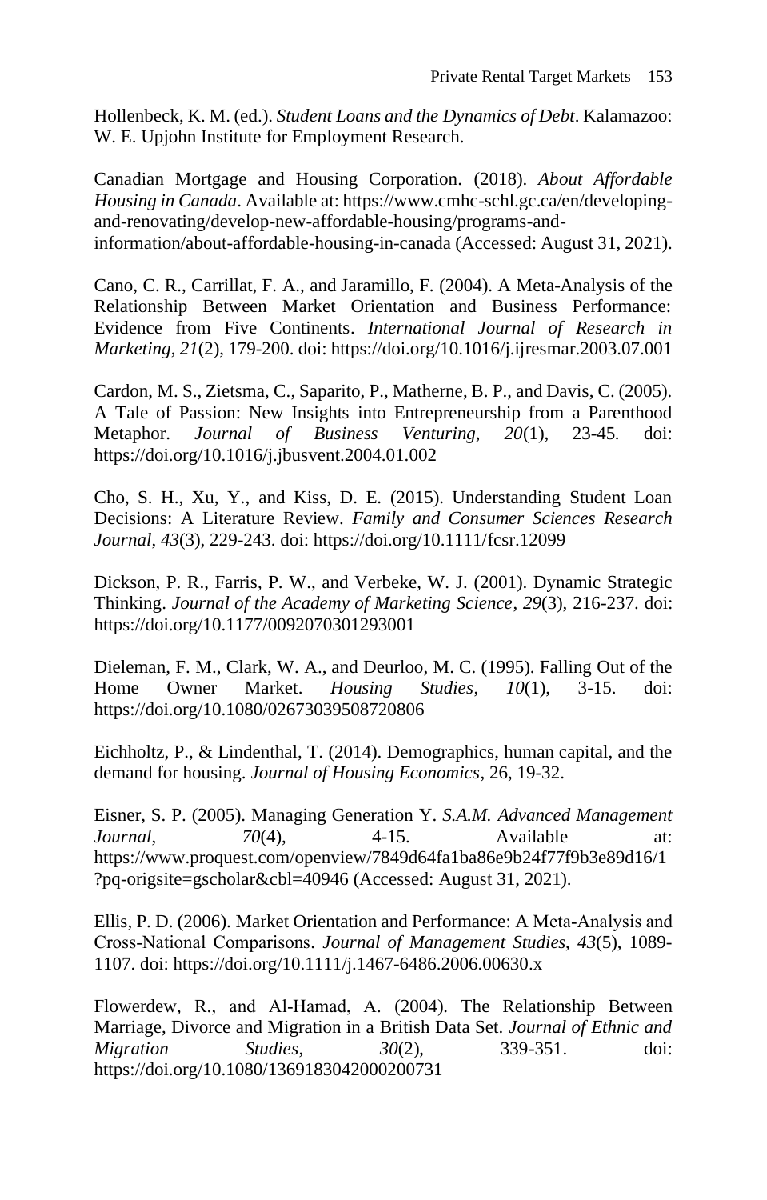Hollenbeck, K. M. (ed.). *Student Loans and the Dynamics of Debt*. Kalamazoo: W. E. Upjohn Institute for Employment Research.

Canadian Mortgage and Housing Corporation. (2018). *About Affordable Housing in Canada*. Available at: https://www.cmhc-schl.gc.ca/en/developing-and-renovating/develop-new-affordable-housing/programs-and-information/about-affordable-housing-in-canada (Accessed: August 31, 2021).

Cano, C. R., Carrillat, F. A., and Jaramillo, F. (2004). A Meta-Analysis of the Relationship Between Market Orientation and Business Performance: Evidence from Five Continents. *International Journal of Research in Marketing*, *21*(2), 179-200. doi: https://doi.org/10.1016/j.ijresmar.2003.07.001

Cardon, M. S., Zietsma, C., Saparito, P., Matherne, B. P., and Davis, C. (2005). A Tale of Passion: New Insights into Entrepreneurship from a Parenthood Metaphor. *Journal of Business Venturing*, *20*(1), 23-45. doi: https://doi.org/10.1016/j.jbusvent.2004.01.002

Cho, S. H., Xu, Y., and Kiss, D. E. (2015). Understanding Student Loan Decisions: A Literature Review. *Family and Consumer Sciences Research Journal*, *43*(3), 229-243. doi: https://doi.org/10.1111/fcsr.12099

Dickson, P. R., Farris, P. W., and Verbeke, W. J. (2001). Dynamic Strategic Thinking. *Journal of the Academy of Marketing Science*, *29*(3), 216-237. doi: https://doi.org/10.1177/0092070301293001

Dieleman, F. M., Clark, W. A., and Deurloo, M. C. (1995). Falling Out of the Home Owner Market. *Housing Studies*, *10*(1), 3-15. doi: https://doi.org/10.1080/02673039508720806

Eichholtz, P., & Lindenthal, T. (2014). Demographics, human capital, and the demand for housing. *Journal of Housing Economics*, 26, 19-32.

Eisner, S. P. (2005). Managing Generation Y. *S.A.M. Advanced Management Journal*, *70*(4), 4-15. Available at: https://www.proquest.com/openview/7849d64fa1ba86e9b24f77f9b3e89d16/1?pq-origsite=gscholar&cbl=40946 (Accessed: August 31, 2021).

Ellis, P. D. (2006). Market Orientation and Performance: A Meta-Analysis and Cross-National Comparisons. *Journal of Management Studies*, *43*(5), 1089-1107. doi: https://doi.org/10.1111/j.1467-6486.2006.00630.x

Flowerdew, R., and Al-Hamad, A. (2004). The Relationship Between Marriage, Divorce and Migration in a British Data Set. *Journal of Ethnic and Migration Studies*, *30*(2), 339-351. doi: https://doi.org/10.1080/1369183042000200731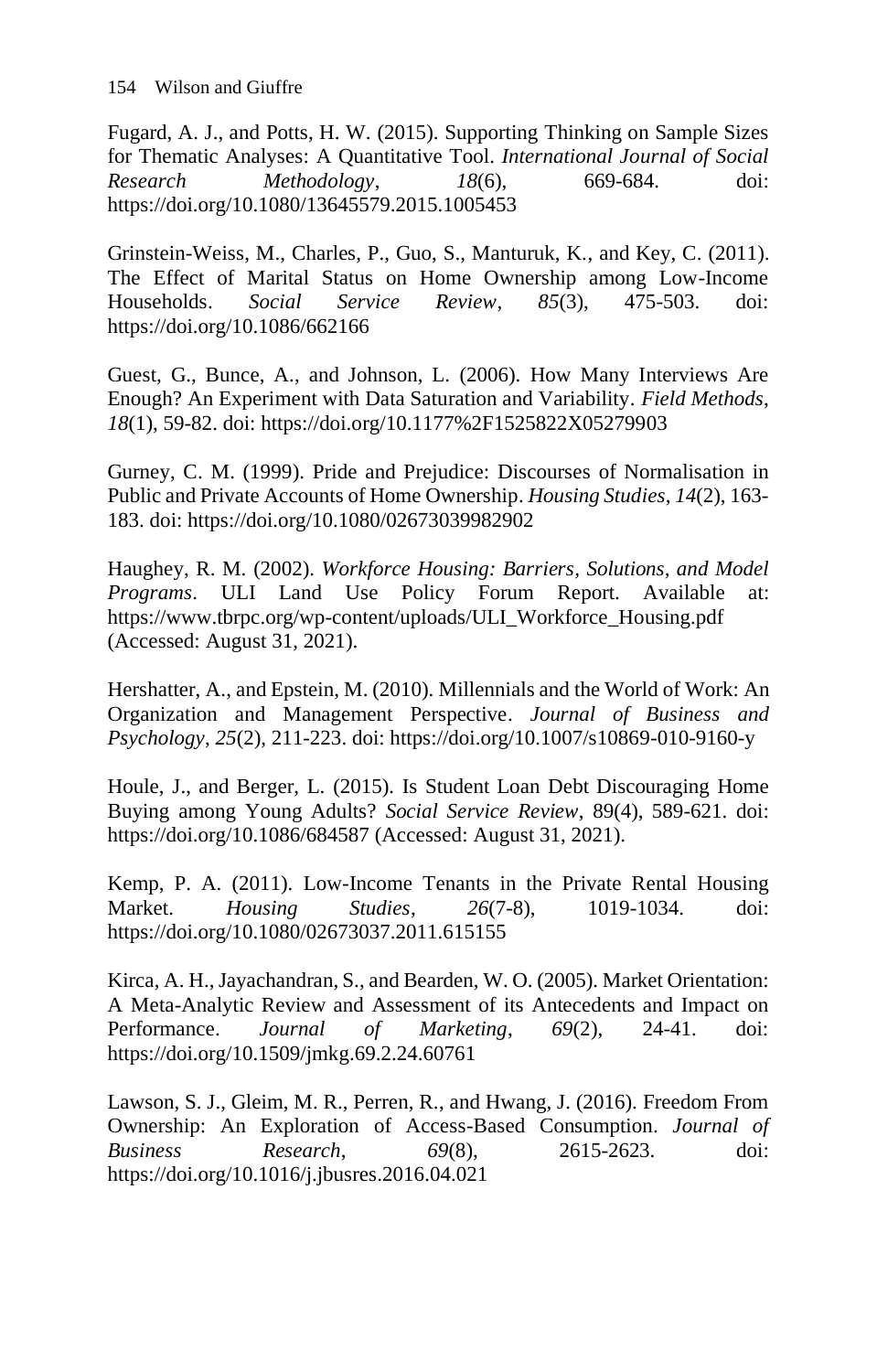Fugard, A. J., and Potts, H. W. (2015). Supporting Thinking on Sample Sizes for Thematic Analyses: A Quantitative Tool. *International Journal of Social Research Methodology*, *18*(6), 669-684. doi: https://doi.org/10.1080/13645579.2015.1005453

Grinstein-Weiss, M., Charles, P., Guo, S., Manturuk, K., and Key, C. (2011). The Effect of Marital Status on Home Ownership among Low-Income Households. *Social Service Review*, *85*(3), 475-503. doi: https://doi.org/10.1086/662166

Guest, G., Bunce, A., and Johnson, L. (2006). How Many Interviews Are Enough? An Experiment with Data Saturation and Variability. *Field Methods*, *18*(1), 59-82. doi: https://doi.org/10.1177%2F1525822X05279903

Gurney, C. M. (1999). Pride and Prejudice: Discourses of Normalisation in Public and Private Accounts of Home Ownership. *Housing Studies*, *14*(2), 163-183. doi: https://doi.org/10.1080/02673039982902

Haughey, R. M. (2002). *Workforce Housing: Barriers, Solutions, and Model Programs*. ULI Land Use Policy Forum Report. Available at: https://www.tbrpc.org/wp-content/uploads/ULI_Workforce_Housing.pdf (Accessed: August 31, 2021).

Hershatter, A., and Epstein, M. (2010). Millennials and the World of Work: An Organization and Management Perspective. *Journal of Business and Psychology*, *25*(2), 211-223. doi: https://doi.org/10.1007/s10869-010-9160-y

Houle, J., and Berger, L. (2015). Is Student Loan Debt Discouraging Home Buying among Young Adults? *Social Service Review*, 89(4), 589-621. doi: https://doi.org/10.1086/684587 (Accessed: August 31, 2021).

Kemp, P. A. (2011). Low-Income Tenants in the Private Rental Housing Market. *Housing Studies*, *26*(7-8), 1019-1034. doi: https://doi.org/10.1080/02673037.2011.615155

Kirca, A. H., Jayachandran, S., and Bearden, W. O. (2005). Market Orientation: A Meta-Analytic Review and Assessment of its Antecedents and Impact on Performance. *Journal of Marketing*, *69*(2), 24-41. doi: https://doi.org/10.1509/jmkg.69.2.24.60761

Lawson, S. J., Gleim, M. R., Perren, R., and Hwang, J. (2016). Freedom From Ownership: An Exploration of Access-Based Consumption. *Journal of Business Research*, *69*(8), 2615-2623. doi: https://doi.org/10.1016/j.jbusres.2016.04.021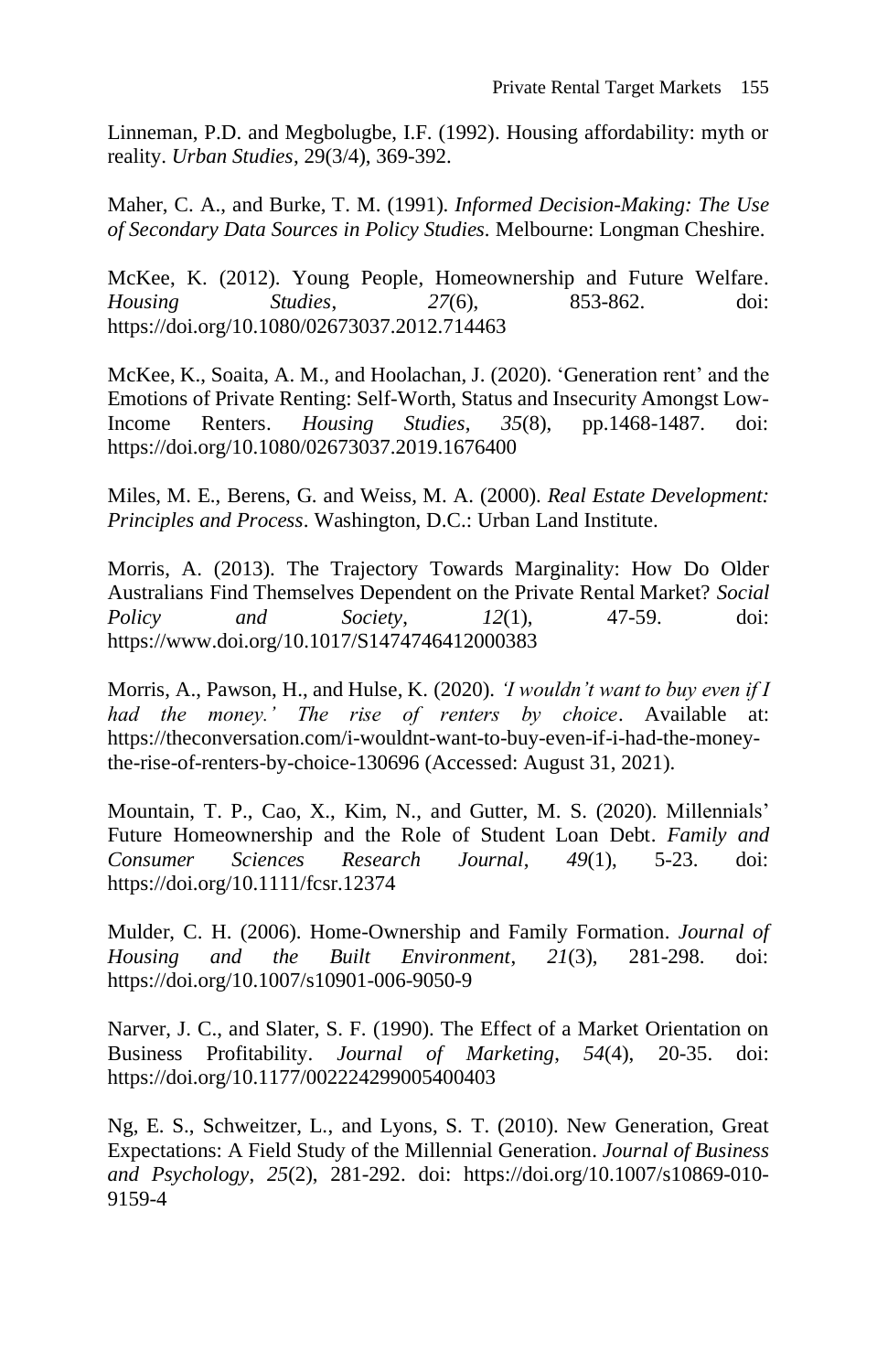Linneman, P.D. and Megbolugbe, I.F. (1992). Housing affordability: myth or reality. *Urban Studies*, 29(3/4), 369-392.

Maher, C. A., and Burke, T. M. (1991). *Informed Decision-Making: The Use of Secondary Data Sources in Policy Studies.* Melbourne: Longman Cheshire.

McKee, K. (2012). Young People, Homeownership and Future Welfare. *Housing Studies*, *27*(6), 853-862. doi: https://doi.org/10.1080/02673037.2012.714463

McKee, K., Soaita, A. M., and Hoolachan, J. (2020). 'Generation rent' and the Emotions of Private Renting: Self-Worth, Status and Insecurity Amongst Low-Income Renters. *Housing Studies*, *35*(8), pp.1468-1487. doi: https://doi.org/10.1080/02673037.2019.1676400

Miles, M. E., Berens, G. and Weiss, M. A. (2000). *Real Estate Development: Principles and Process*. Washington, D.C.: Urban Land Institute.

Morris, A. (2013). The Trajectory Towards Marginality: How Do Older Australians Find Themselves Dependent on the Private Rental Market? *Social Policy and Society*, *12*(1), 47-59. doi: https://www.doi.org/10.1017/S1474746412000383

Morris, A., Pawson, H., and Hulse, K. (2020). *'I wouldn't want to buy even if I had the money.' The rise of renters by choice*. Available at: https://theconversation.com/i-wouldnt-want-to-buy-even-if-i-had-the-money-the-rise-of-renters-by-choice-130696 (Accessed: August 31, 2021).

Mountain, T. P., Cao, X., Kim, N., and Gutter, M. S. (2020). Millennials' Future Homeownership and the Role of Student Loan Debt. *Family and Consumer Sciences Research Journal*, *49*(1), 5-23. doi: https://doi.org/10.1111/fcsr.12374

Mulder, C. H. (2006). Home-Ownership and Family Formation. *Journal of Housing and the Built Environment*, *21*(3), 281-298. doi: https://doi.org/10.1007/s10901-006-9050-9

Narver, J. C., and Slater, S. F. (1990). The Effect of a Market Orientation on Business Profitability. *Journal of Marketing*, *54*(4), 20-35. doi: https://doi.org/10.1177/002224299005400403

Ng, E. S., Schweitzer, L., and Lyons, S. T. (2010). New Generation, Great Expectations: A Field Study of the Millennial Generation. *Journal of Business and Psychology*, *25*(2), 281-292. doi: https://doi.org/10.1007/s10869-010-9159-4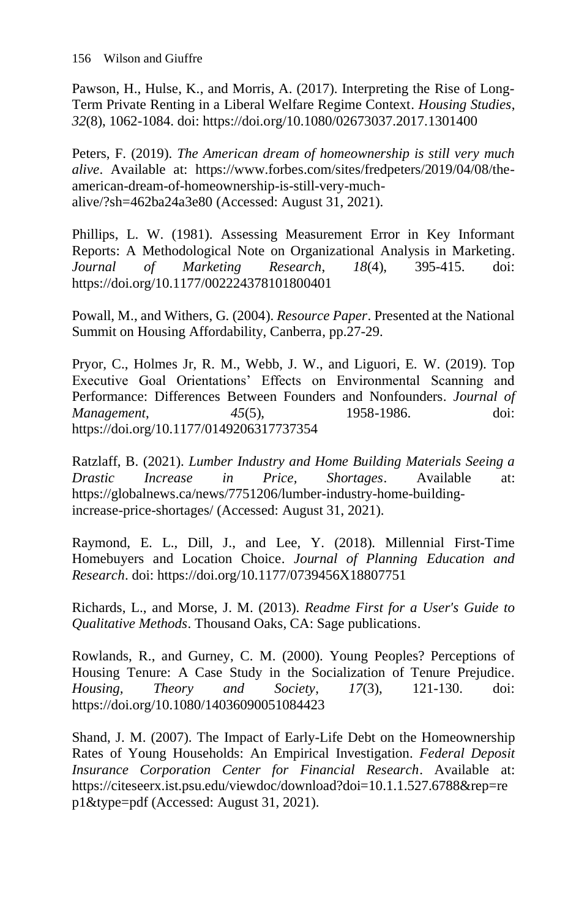Pawson, H., Hulse, K., and Morris, A. (2017). Interpreting the Rise of Long-Term Private Renting in a Liberal Welfare Regime Context. *Housing Studies*, *32*(8), 1062-1084. doi: https://doi.org/10.1080/02673037.2017.1301400

Peters, F. (2019). *The American dream of homeownership is still very much alive*. Available at: https://www.forbes.com/sites/fredpeters/2019/04/08/the-american-dream-of-homeownership-is-still-very-much-alive/?sh=462ba24a3e80 (Accessed: August 31, 2021).

Phillips, L. W. (1981). Assessing Measurement Error in Key Informant Reports: A Methodological Note on Organizational Analysis in Marketing. *Journal of Marketing Research*, *18*(4), 395-415. doi: https://doi.org/10.1177/002224378101800401

Powall, M., and Withers, G. (2004). *Resource Paper*. Presented at the National Summit on Housing Affordability, Canberra, pp.27-29.

Pryor, C., Holmes Jr, R. M., Webb, J. W., and Liguori, E. W. (2019). Top Executive Goal Orientations' Effects on Environmental Scanning and Performance: Differences Between Founders and Nonfounders. *Journal of Management*, *45*(5), 1958-1986. doi: https://doi.org/10.1177/0149206317737354

Ratzlaff, B. (2021). *Lumber Industry and Home Building Materials Seeing a Drastic Increase in Price, Shortages*. Available at: https://globalnews.ca/news/7751206/lumber-industry-home-building-increase-price-shortages/ (Accessed: August 31, 2021).

Raymond, E. L., Dill, J., and Lee, Y. (2018). Millennial First-Time Homebuyers and Location Choice. *Journal of Planning Education and Research*. doi: https://doi.org/10.1177/0739456X18807751

Richards, L., and Morse, J. M. (2013). *Readme First for a User's Guide to Qualitative Methods*. Thousand Oaks, CA: Sage publications.

Rowlands, R., and Gurney, C. M. (2000). Young Peoples? Perceptions of Housing Tenure: A Case Study in the Socialization of Tenure Prejudice. *Housing, Theory and Society*, *17*(3), 121-130. doi: https://doi.org/10.1080/14036090051084423

Shand, J. M. (2007). The Impact of Early-Life Debt on the Homeownership Rates of Young Households: An Empirical Investigation. *Federal Deposit Insurance Corporation Center for Financial Research*. Available at: https://citeseerx.ist.psu.edu/viewdoc/download?doi=10.1.1.527.6788&rep=rep1&type=pdf (Accessed: August 31, 2021).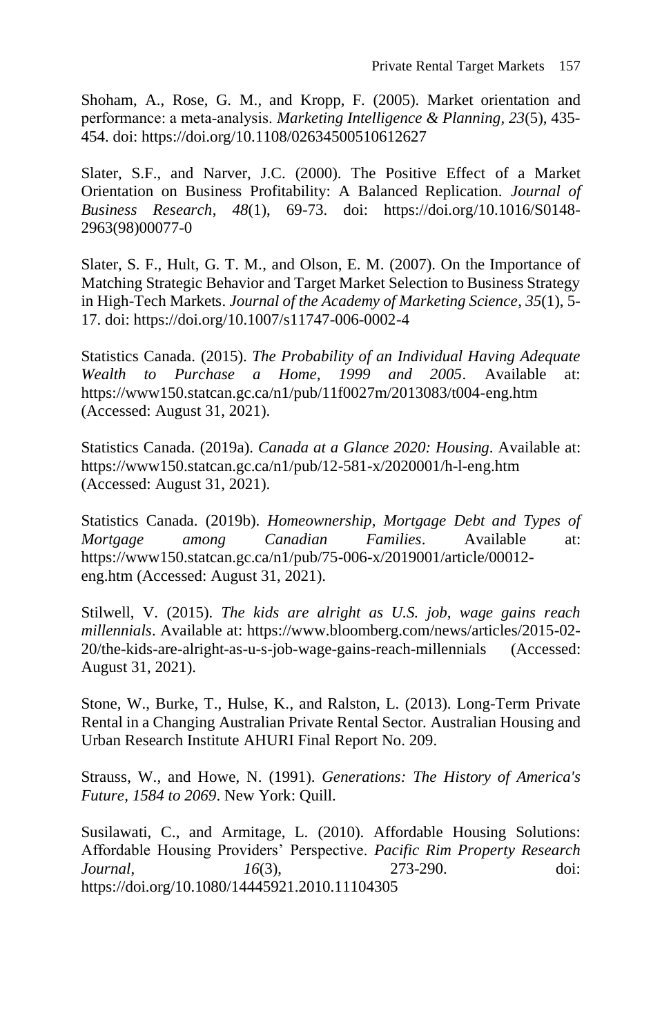Shoham, A., Rose, G. M., and Kropp, F. (2005). Market orientation and performance: a meta-analysis. *Marketing Intelligence & Planning*, *23*(5), 435-454. doi: https://doi.org/10.1108/02634500510612627

Slater, S.F., and Narver, J.C. (2000). The Positive Effect of a Market Orientation on Business Profitability: A Balanced Replication. *Journal of Business Research*, *48*(1), 69-73. doi: https://doi.org/10.1016/S0148-2963(98)00077-0

Slater, S. F., Hult, G. T. M., and Olson, E. M. (2007). On the Importance of Matching Strategic Behavior and Target Market Selection to Business Strategy in High-Tech Markets. *Journal of the Academy of Marketing Science*, *35*(1), 5-17. doi: https://doi.org/10.1007/s11747-006-0002-4

Statistics Canada. (2015). *The Probability of an Individual Having Adequate Wealth to Purchase a Home, 1999 and 2005*. Available at: https://www150.statcan.gc.ca/n1/pub/11f0027m/2013083/t004-eng.htm (Accessed: August 31, 2021).

Statistics Canada. (2019a). *Canada at a Glance 2020: Housing*. Available at: https://www150.statcan.gc.ca/n1/pub/12-581-x/2020001/h-l-eng.htm (Accessed: August 31, 2021).

Statistics Canada. (2019b). *Homeownership, Mortgage Debt and Types of Mortgage among Canadian Families*. Available at: https://www150.statcan.gc.ca/n1/pub/75-006-x/2019001/article/00012-eng.htm (Accessed: August 31, 2021).

Stilwell, V. (2015). *The kids are alright as U.S. job, wage gains reach millennials*. Available at: https://www.bloomberg.com/news/articles/2015-02-20/the-kids-are-alright-as-u-s-job-wage-gains-reach-millennials (Accessed: August 31, 2021).

Stone, W., Burke, T., Hulse, K., and Ralston, L. (2013). Long-Term Private Rental in a Changing Australian Private Rental Sector. Australian Housing and Urban Research Institute AHURI Final Report No. 209.

Strauss, W., and Howe, N. (1991). *Generations: The History of America's Future, 1584 to 2069*. New York: Quill.

Susilawati, C., and Armitage, L. (2010). Affordable Housing Solutions: Affordable Housing Providers' Perspective. *Pacific Rim Property Research Journal*, *16*(3), 273-290. doi: https://doi.org/10.1080/14445921.2010.11104305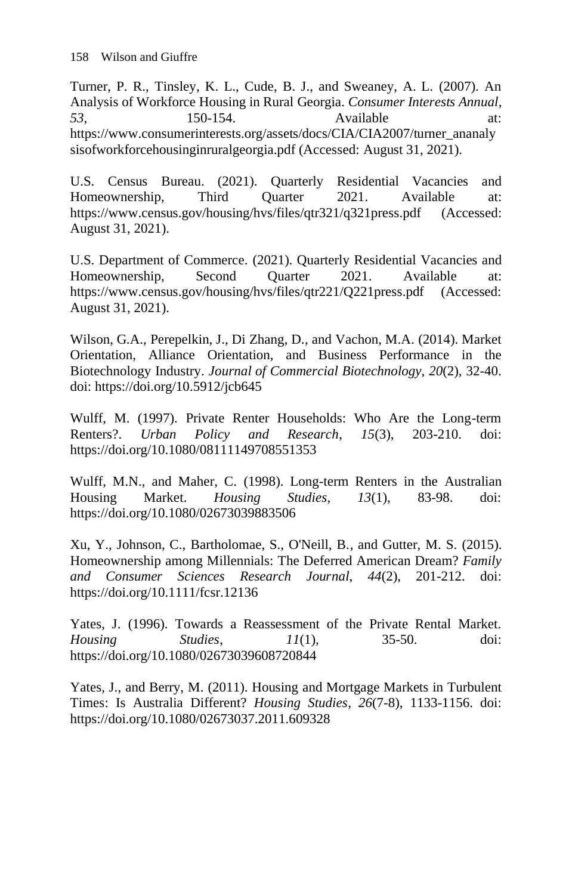Turner, P. R., Tinsley, K. L., Cude, B. J., and Sweaney, A. L. (2007). An Analysis of Workforce Housing in Rural Georgia. *Consumer Interests Annual*, *53*, 150-154. Available at: https://www.consumerinterests.org/assets/docs/CIA/CIA2007/turner_ananalysisofworkforcehousinginruralgeorgia.pdf (Accessed: August 31, 2021).

U.S. Census Bureau. (2021). Quarterly Residential Vacancies and Homeownership, Third Quarter 2021. Available at: https://www.census.gov/housing/hvs/files/qtr321/q321press.pdf (Accessed: August 31, 2021).

U.S. Department of Commerce. (2021). Quarterly Residential Vacancies and Homeownership, Second Quarter 2021. Available at: https://www.census.gov/housing/hvs/files/qtr221/Q221press.pdf (Accessed: August 31, 2021).

Wilson, G.A., Perepelkin, J., Di Zhang, D., and Vachon, M.A. (2014). Market Orientation, Alliance Orientation, and Business Performance in the Biotechnology Industry. *Journal of Commercial Biotechnology*, *20*(2), 32-40. doi: https://doi.org/10.5912/jcb645

Wulff, M. (1997). Private Renter Households: Who Are the Long-term Renters?. *Urban Policy and Research*, *15*(3), 203-210. doi: https://doi.org/10.1080/08111149708551353

Wulff, M.N., and Maher, C. (1998). Long-term Renters in the Australian Housing Market. *Housing Studies*, *13*(1), 83-98. doi: https://doi.org/10.1080/02673039883506

Xu, Y., Johnson, C., Bartholomae, S., O'Neill, B., and Gutter, M. S. (2015). Homeownership among Millennials: The Deferred American Dream? *Family and Consumer Sciences Research Journal*, *44*(2), 201-212. doi: https://doi.org/10.1111/fcsr.12136

Yates, J. (1996). Towards a Reassessment of the Private Rental Market. *Housing Studies*, *11*(1), 35-50. doi: https://doi.org/10.1080/02673039608720844

Yates, J., and Berry, M. (2011). Housing and Mortgage Markets in Turbulent Times: Is Australia Different? *Housing Studies*, *26*(7-8), 1133-1156. doi: https://doi.org/10.1080/02673037.2011.609328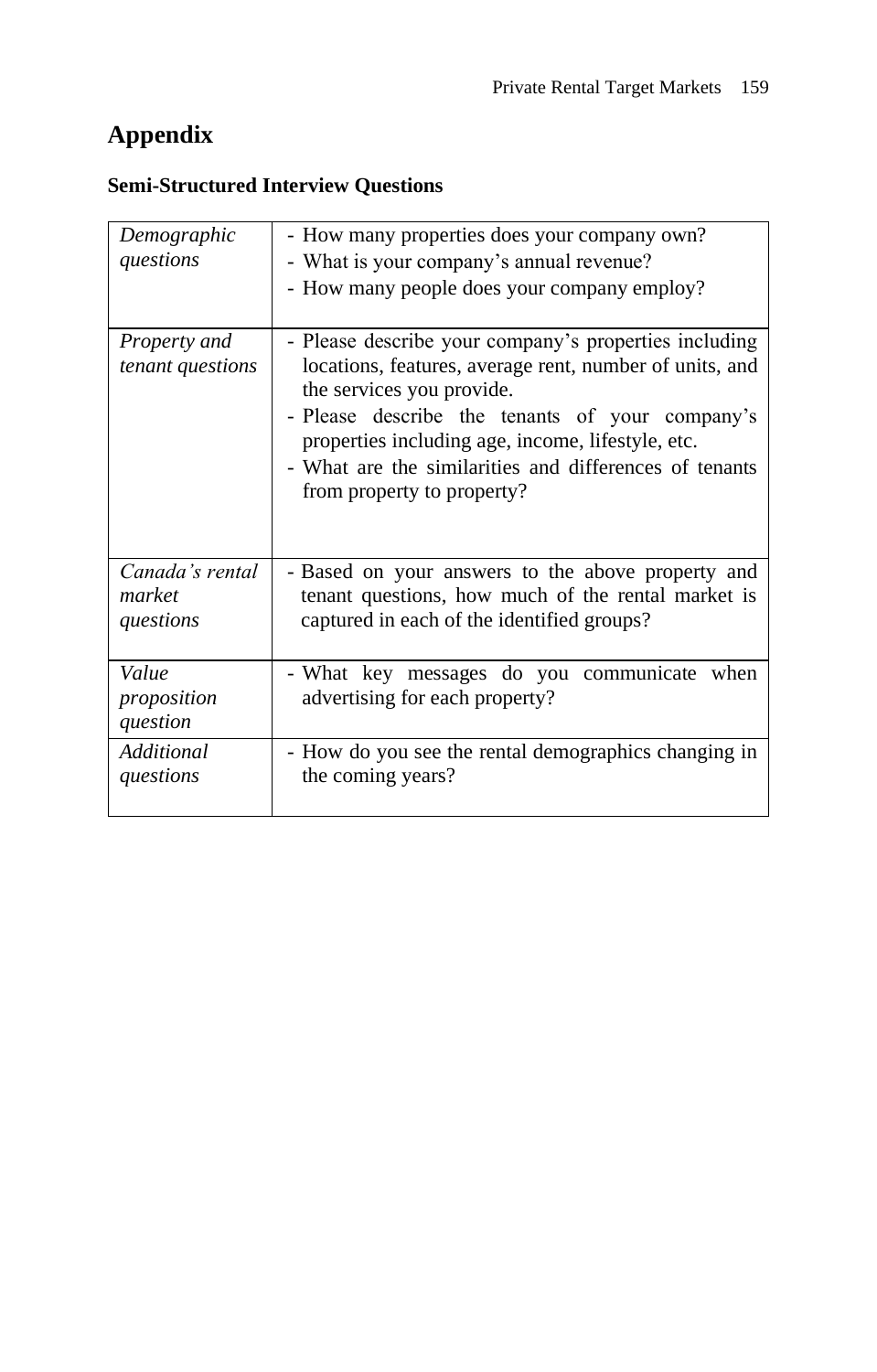# Appendix

**Semi-Structured Interview Questions**

| | |
|---|---|
| *Demographic questions* | - How many properties does your company own?<br>- What is your company's annual revenue?<br>- How many people does your company employ? |
| *Property and tenant questions* | - Please describe your company's properties including locations, features, average rent, number of units, and the services you provide.<br>- Please describe the tenants of your company's properties including age, income, lifestyle, etc.<br>- What are the similarities and differences of tenants from property to property? |
| *Canada's rental market questions* | - Based on your answers to the above property and tenant questions, how much of the rental market is captured in each of the identified groups? |
| *Value proposition question* | - What key messages do you communicate when advertising for each property? |
| *Additional questions* | - How do you see the rental demographics changing in the coming years? |